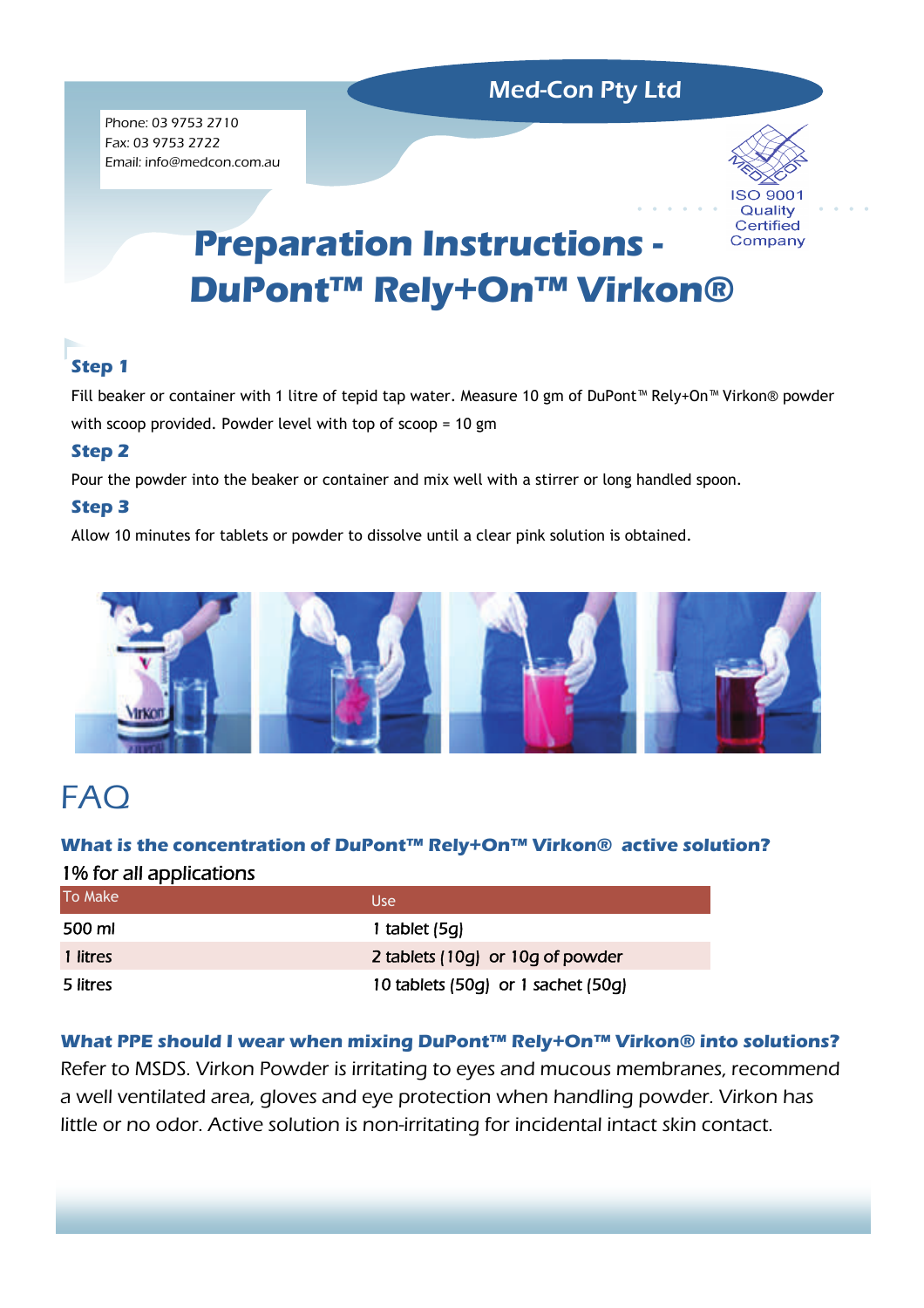Med-Con Pty Ltd

Phone: 03 9753 2710
Fax: 03 9753 2722
Email: info@medcon.com.au

ISO 9001 Quality Certified Company

# Preparation Instructions - DuPont™ Rely+On™ Virkon®

### Step 1

Fill beaker or container with 1 litre of tepid tap water. Measure 10 gm of DuPont™ Rely+On™ Virkon® powder with scoop provided. Powder level with top of scoop = 10 gm

### Step 2

Pour the powder into the beaker or container and mix well with a stirrer or long handled spoon.

### Step 3

Allow 10 minutes for tablets or powder to dissolve until a clear pink solution is obtained.

# FAQ

### What is the concentration of DuPont™ Rely+On™ Virkon® active solution?

1% for all applications

| To Make | Use |
|---|---|
| 500 ml | 1 tablet (5g) |
| 1 litres | 2 tablets (10g) or 10g of powder |
| 5 litres | 10 tablets (50g) or 1 sachet (50g) |

### What PPE should I wear when mixing DuPont™ Rely+On™ Virkon® into solutions?

Refer to MSDS. Virkon Powder is irritating to eyes and mucous membranes, recommend a well ventilated area, gloves and eye protection when handling powder. Virkon has little or no odor. Active solution is non-irritating for incidental intact skin contact.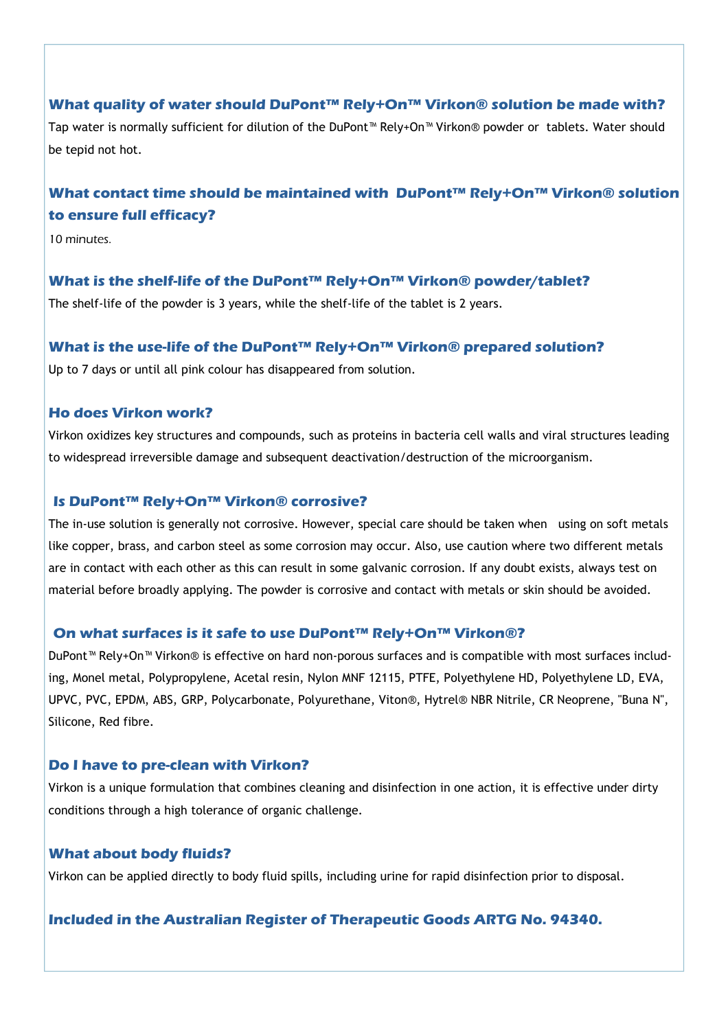### What quality of water should DuPont™ Rely+On™ Virkon® solution be made with?

Tap water is normally sufficient for dilution of the DuPont™ Rely+On™ Virkon® powder or tablets. Water should be tepid not hot.

### What contact time should be maintained with DuPont™ Rely+On™ Virkon® solution to ensure full efficacy?

10 minutes.

### What is the shelf-life of the DuPont™ Rely+On™ Virkon® powder/tablet?

The shelf-life of the powder is 3 years, while the shelf-life of the tablet is 2 years.

### What is the use-life of the DuPont™ Rely+On™ Virkon® prepared solution?

Up to 7 days or until all pink colour has disappeared from solution.

### Ho does Virkon work?

Virkon oxidizes key structures and compounds, such as proteins in bacteria cell walls and viral structures leading to widespread irreversible damage and subsequent deactivation/destruction of the microorganism.

### Is DuPont™ Rely+On™ Virkon® corrosive?

The in-use solution is generally not corrosive. However, special care should be taken when using on soft metals like copper, brass, and carbon steel as some corrosion may occur. Also, use caution where two different metals are in contact with each other as this can result in some galvanic corrosion. If any doubt exists, always test on material before broadly applying. The powder is corrosive and contact with metals or skin should be avoided.

### On what surfaces is it safe to use DuPont™ Rely+On™ Virkon®?

DuPont™ Rely+On™ Virkon® is effective on hard non-porous surfaces and is compatible with most surfaces including, Monel metal, Polypropylene, Acetal resin, Nylon MNF 12115, PTFE, Polyethylene HD, Polyethylene LD, EVA, UPVC, PVC, EPDM, ABS, GRP, Polycarbonate, Polyurethane, Viton®, Hytrel® NBR Nitrile, CR Neoprene, "Buna N", Silicone, Red fibre.

### Do I have to pre-clean with Virkon?

Virkon is a unique formulation that combines cleaning and disinfection in one action, it is effective under dirty conditions through a high tolerance of organic challenge.

### What about body fluids?

Virkon can be applied directly to body fluid spills, including urine for rapid disinfection prior to disposal.

***Included in the Australian Register of Therapeutic Goods ARTG No. 94340.***